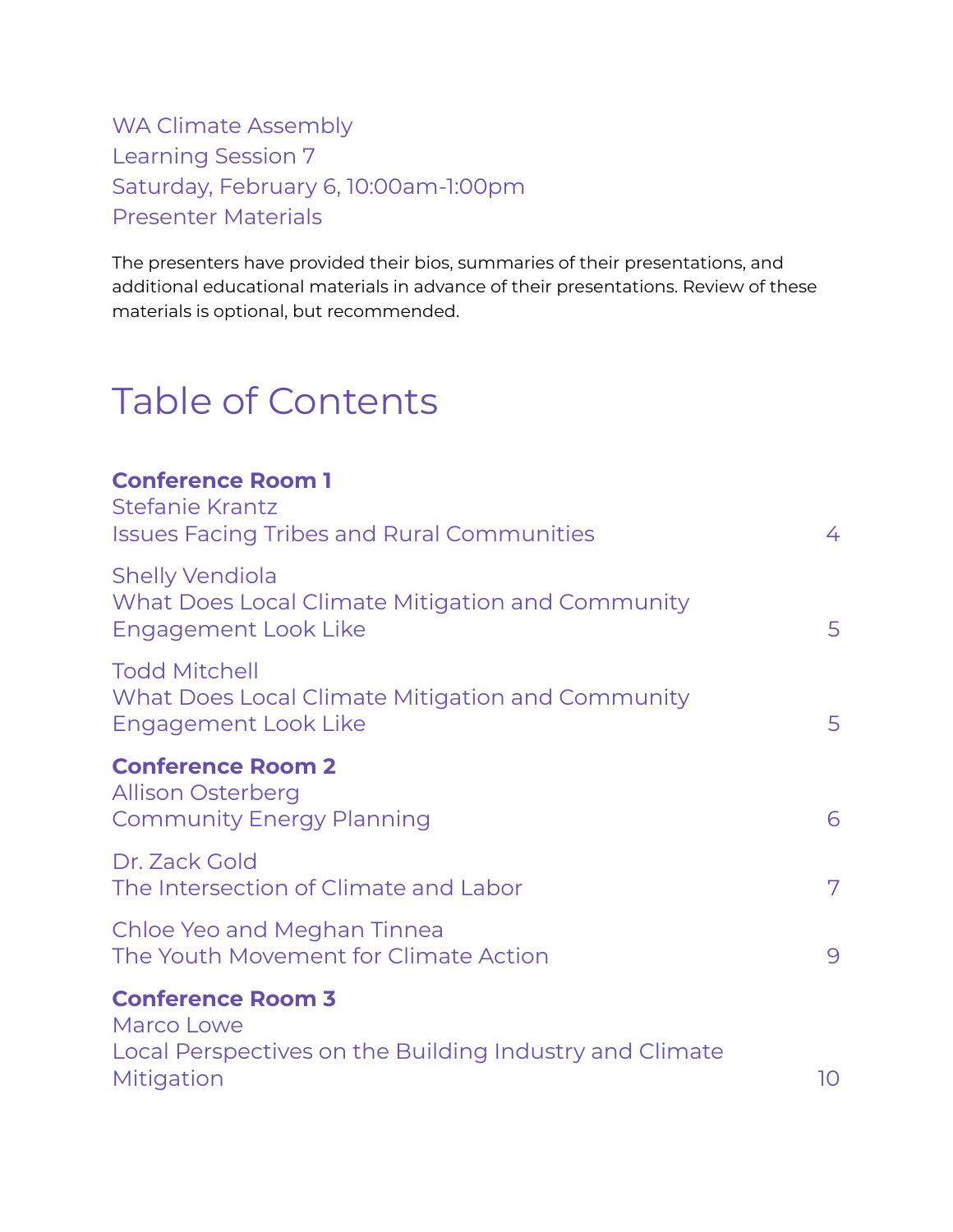WA Climate Assembly
Learning Session 7
Saturday, February 6, 10:00am-1:00pm
Presenter Materials

The presenters have provided their bios, summaries of their presentations, and additional educational materials in advance of their presentations. Review of these materials is optional, but recommended.

# Table of Contents

**Conference Room 1**

| Presenter / Topic | Page |
| --- | --- |
| Stefanie Krantz<br>Issues Facing Tribes and Rural Communities | 4 |
| Shelly Vendiola<br>What Does Local Climate Mitigation and Community Engagement Look Like | 5 |
| Todd Mitchell<br>What Does Local Climate Mitigation and Community Engagement Look Like | 5 |

**Conference Room 2**

| Presenter / Topic | Page |
| --- | --- |
| Allison Osterberg<br>Community Energy Planning | 6 |
| Dr. Zack Gold<br>The Intersection of Climate and Labor | 7 |
| Chloe Yeo and Meghan Tinnea<br>The Youth Movement for Climate Action | 9 |

**Conference Room 3**

| Presenter / Topic | Page |
| --- | --- |
| Marco Lowe<br>Local Perspectives on the Building Industry and Climate Mitigation | 10 |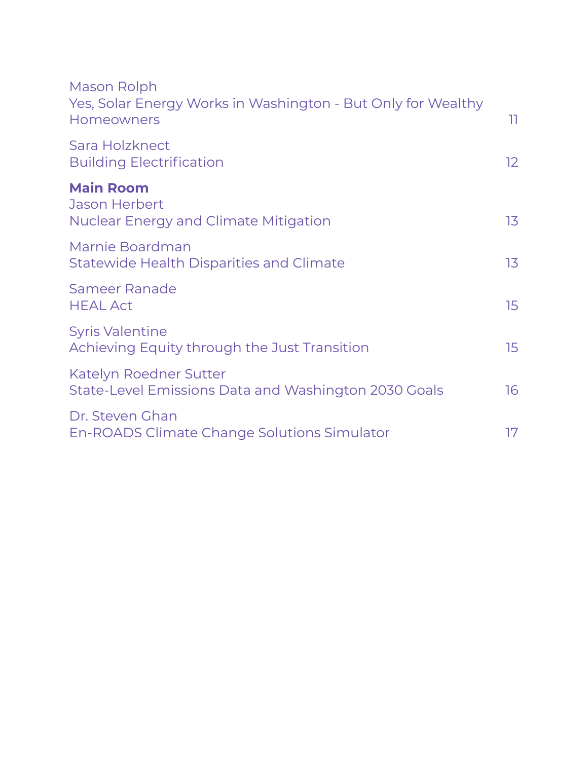Mason Rolph
Yes, Solar Energy Works in Washington - But Only for Wealthy Homeowners 11

Sara Holzknect
Building Electrification 12

**Main Room**

Jason Herbert
Nuclear Energy and Climate Mitigation 13

Marnie Boardman
Statewide Health Disparities and Climate 13

Sameer Ranade
HEAL Act 15

Syris Valentine
Achieving Equity through the Just Transition 15

Katelyn Roedner Sutter
State-Level Emissions Data and Washington 2030 Goals 16

Dr. Steven Ghan
En-ROADS Climate Change Solutions Simulator 17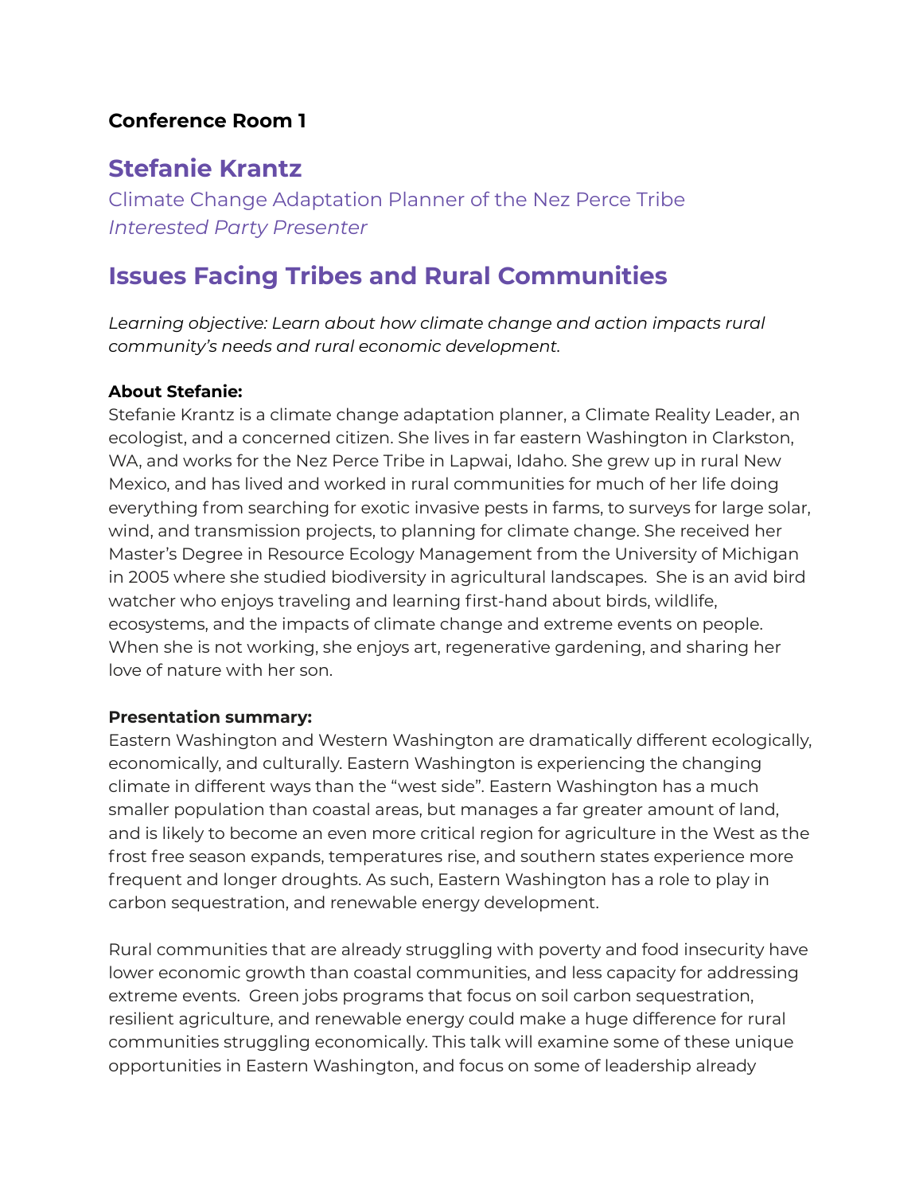**Conference Room 1**

## Stefanie Krantz

Climate Change Adaptation Planner of the Nez Perce Tribe
*Interested Party Presenter*

## Issues Facing Tribes and Rural Communities

*Learning objective: Learn about how climate change and action impacts rural community's needs and rural economic development.*

**About Stefanie:**
Stefanie Krantz is a climate change adaptation planner, a Climate Reality Leader, an ecologist, and a concerned citizen. She lives in far eastern Washington in Clarkston, WA, and works for the Nez Perce Tribe in Lapwai, Idaho. She grew up in rural New Mexico, and has lived and worked in rural communities for much of her life doing everything from searching for exotic invasive pests in farms, to surveys for large solar, wind, and transmission projects, to planning for climate change. She received her Master's Degree in Resource Ecology Management from the University of Michigan in 2005 where she studied biodiversity in agricultural landscapes. She is an avid bird watcher who enjoys traveling and learning first-hand about birds, wildlife, ecosystems, and the impacts of climate change and extreme events on people. When she is not working, she enjoys art, regenerative gardening, and sharing her love of nature with her son.

**Presentation summary:**
Eastern Washington and Western Washington are dramatically different ecologically, economically, and culturally. Eastern Washington is experiencing the changing climate in different ways than the "west side". Eastern Washington has a much smaller population than coastal areas, but manages a far greater amount of land, and is likely to become an even more critical region for agriculture in the West as the frost free season expands, temperatures rise, and southern states experience more frequent and longer droughts. As such, Eastern Washington has a role to play in carbon sequestration, and renewable energy development.

Rural communities that are already struggling with poverty and food insecurity have lower economic growth than coastal communities, and less capacity for addressing extreme events. Green jobs programs that focus on soil carbon sequestration, resilient agriculture, and renewable energy could make a huge difference for rural communities struggling economically. This talk will examine some of these unique opportunities in Eastern Washington, and focus on some of leadership already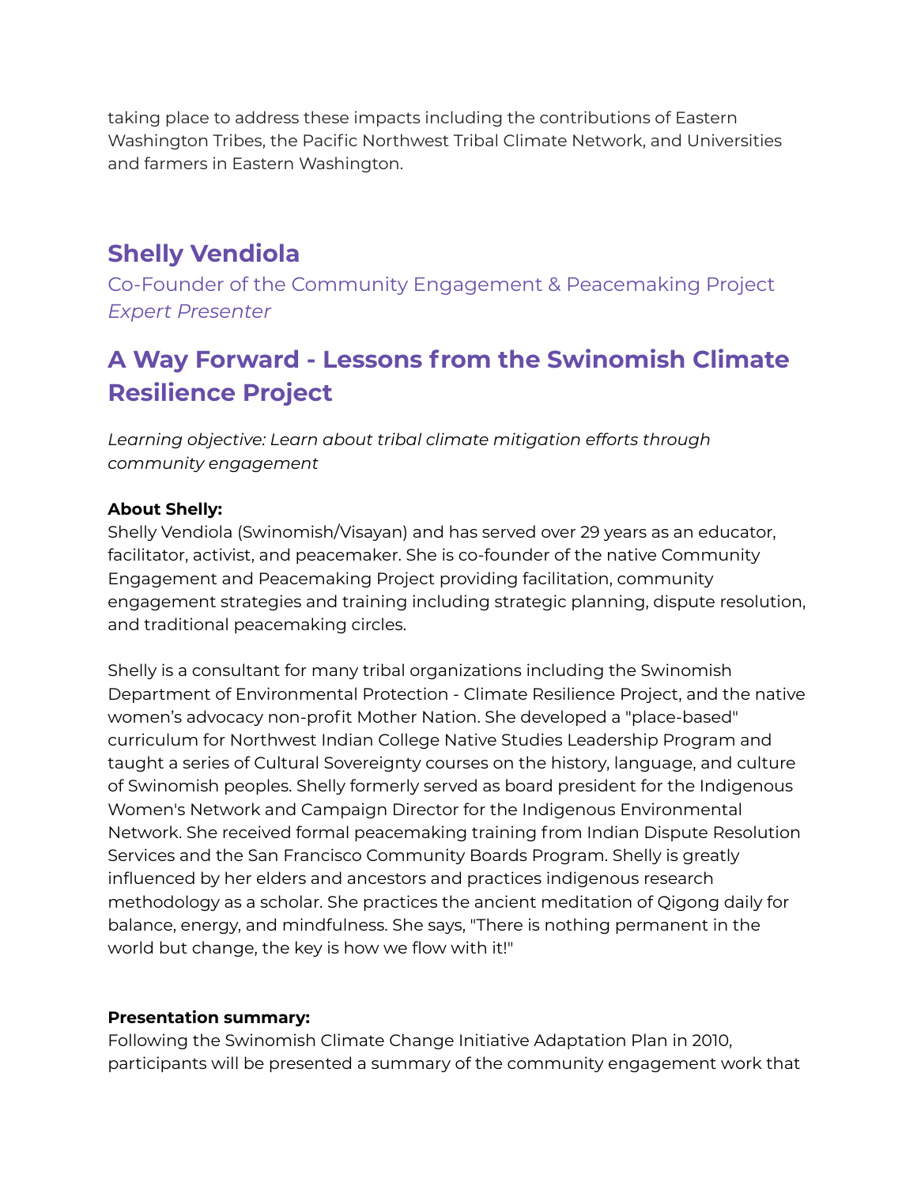taking place to address these impacts including the contributions of Eastern Washington Tribes, the Pacific Northwest Tribal Climate Network, and Universities and farmers in Eastern Washington.

## Shelly Vendiola

Co-Founder of the Community Engagement & Peacemaking Project
*Expert Presenter*

## A Way Forward - Lessons from the Swinomish Climate Resilience Project

*Learning objective: Learn about tribal climate mitigation efforts through community engagement*

**About Shelly:**
Shelly Vendiola (Swinomish/Visayan) and has served over 29 years as an educator, facilitator, activist, and peacemaker. She is co-founder of the native Community Engagement and Peacemaking Project providing facilitation, community engagement strategies and training including strategic planning, dispute resolution, and traditional peacemaking circles.

Shelly is a consultant for many tribal organizations including the Swinomish Department of Environmental Protection - Climate Resilience Project, and the native women's advocacy non-profit Mother Nation. She developed a "place-based" curriculum for Northwest Indian College Native Studies Leadership Program and taught a series of Cultural Sovereignty courses on the history, language, and culture of Swinomish peoples. Shelly formerly served as board president for the Indigenous Women's Network and Campaign Director for the Indigenous Environmental Network. She received formal peacemaking training from Indian Dispute Resolution Services and the San Francisco Community Boards Program. Shelly is greatly influenced by her elders and ancestors and practices indigenous research methodology as a scholar. She practices the ancient meditation of Qigong daily for balance, energy, and mindfulness. She says, "There is nothing permanent in the world but change, the key is how we flow with it!"

**Presentation summary:**
Following the Swinomish Climate Change Initiative Adaptation Plan in 2010, participants will be presented a summary of the community engagement work that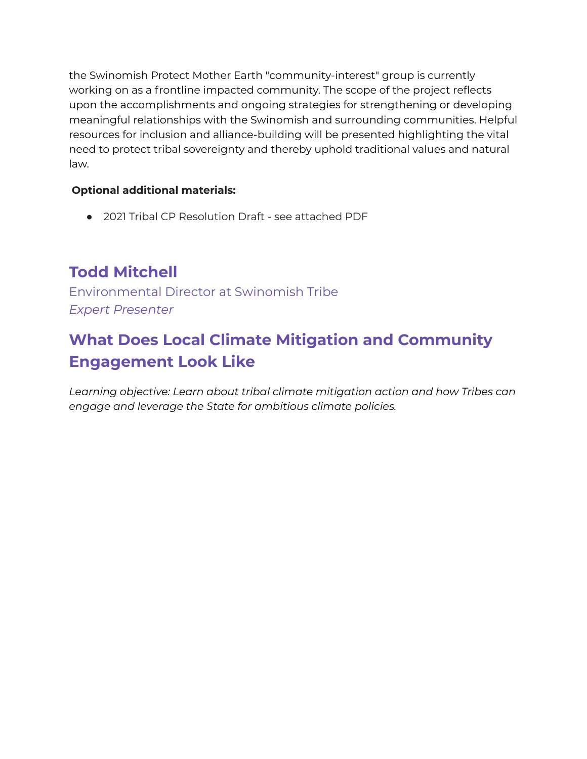the Swinomish Protect Mother Earth "community-interest" group is currently working on as a frontline impacted community. The scope of the project reflects upon the accomplishments and ongoing strategies for strengthening or developing meaningful relationships with the Swinomish and surrounding communities. Helpful resources for inclusion and alliance-building will be presented highlighting the vital need to protect tribal sovereignty and thereby uphold traditional values and natural law.

**Optional additional materials:**

- 2021 Tribal CP Resolution Draft - see attached PDF

## Todd Mitchell

Environmental Director at Swinomish Tribe
*Expert Presenter*

## What Does Local Climate Mitigation and Community Engagement Look Like

*Learning objective: Learn about tribal climate mitigation action and how Tribes can engage and leverage the State for ambitious climate policies.*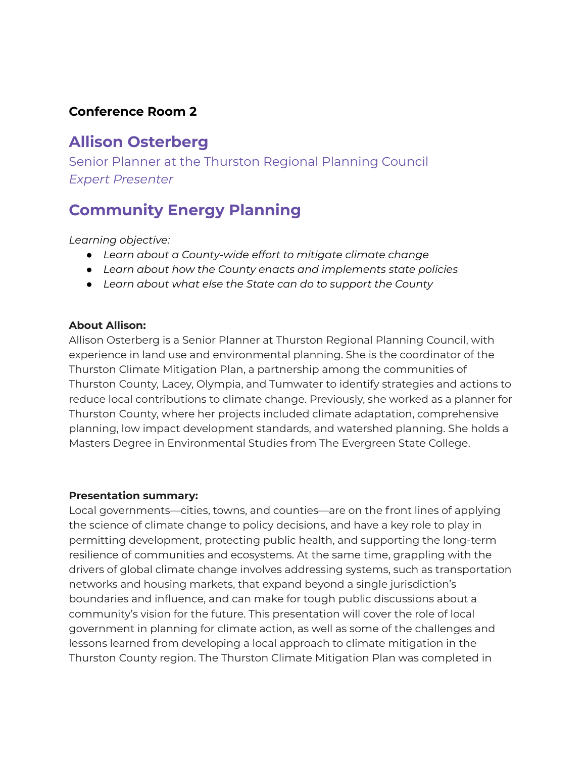**Conference Room 2**

## Allison Osterberg

Senior Planner at the Thurston Regional Planning Council
*Expert Presenter*

## Community Energy Planning

*Learning objective:*

- *Learn about a County-wide effort to mitigate climate change*
- *Learn about how the County enacts and implements state policies*
- *Learn about what else the State can do to support the County*

**About Allison:**
Allison Osterberg is a Senior Planner at Thurston Regional Planning Council, with experience in land use and environmental planning. She is the coordinator of the Thurston Climate Mitigation Plan, a partnership among the communities of Thurston County, Lacey, Olympia, and Tumwater to identify strategies and actions to reduce local contributions to climate change. Previously, she worked as a planner for Thurston County, where her projects included climate adaptation, comprehensive planning, low impact development standards, and watershed planning. She holds a Masters Degree in Environmental Studies from The Evergreen State College.

**Presentation summary:**
Local governments—cities, towns, and counties—are on the front lines of applying the science of climate change to policy decisions, and have a key role to play in permitting development, protecting public health, and supporting the long-term resilience of communities and ecosystems. At the same time, grappling with the drivers of global climate change involves addressing systems, such as transportation networks and housing markets, that expand beyond a single jurisdiction's boundaries and influence, and can make for tough public discussions about a community's vision for the future. This presentation will cover the role of local government in planning for climate action, as well as some of the challenges and lessons learned from developing a local approach to climate mitigation in the Thurston County region. The Thurston Climate Mitigation Plan was completed in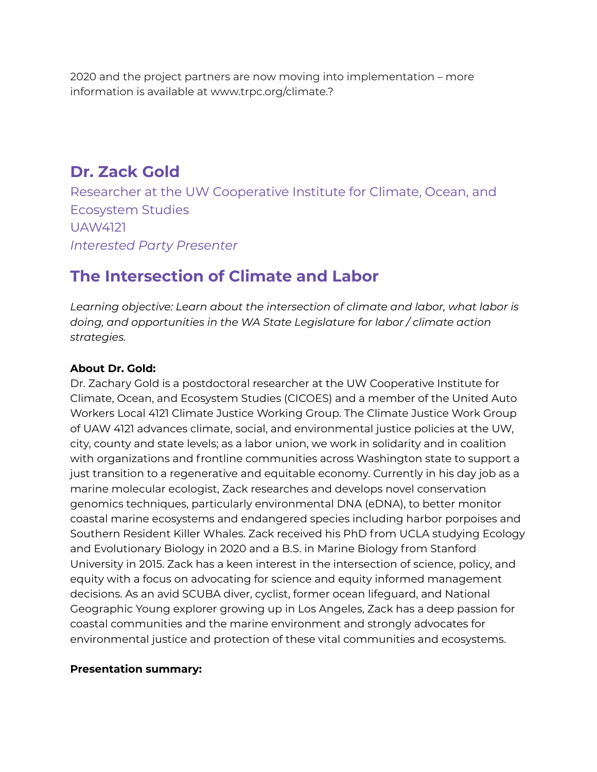2020 and the project partners are now moving into implementation – more information is available at www.trpc.org/climate.?

## Dr. Zack Gold

Researcher at the UW Cooperative Institute for Climate, Ocean, and Ecosystem Studies
UAW4121
*Interested Party Presenter*

## The Intersection of Climate and Labor

*Learning objective: Learn about the intersection of climate and labor, what labor is doing, and opportunities in the WA State Legislature for labor / climate action strategies.*

**About Dr. Gold:**
Dr. Zachary Gold is a postdoctoral researcher at the UW Cooperative Institute for Climate, Ocean, and Ecosystem Studies (CICOES) and a member of the United Auto Workers Local 4121 Climate Justice Working Group. The Climate Justice Work Group of UAW 4121 advances climate, social, and environmental justice policies at the UW, city, county and state levels; as a labor union, we work in solidarity and in coalition with organizations and frontline communities across Washington state to support a just transition to a regenerative and equitable economy. Currently in his day job as a marine molecular ecologist, Zack researches and develops novel conservation genomics techniques, particularly environmental DNA (eDNA), to better monitor coastal marine ecosystems and endangered species including harbor porpoises and Southern Resident Killer Whales. Zack received his PhD from UCLA studying Ecology and Evolutionary Biology in 2020 and a B.S. in Marine Biology from Stanford University in 2015. Zack has a keen interest in the intersection of science, policy, and equity with a focus on advocating for science and equity informed management decisions. As an avid SCUBA diver, cyclist, former ocean lifeguard, and National Geographic Young explorer growing up in Los Angeles, Zack has a deep passion for coastal communities and the marine environment and strongly advocates for environmental justice and protection of these vital communities and ecosystems.

**Presentation summary:**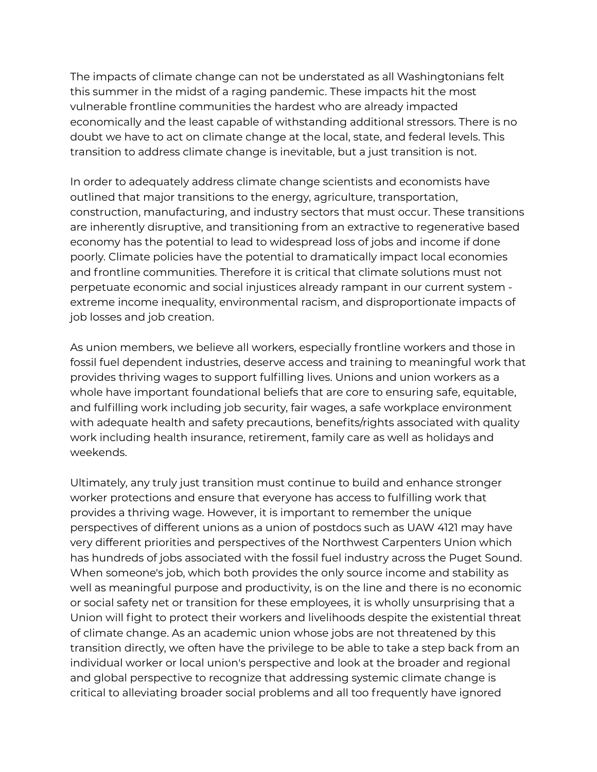The impacts of climate change can not be understated as all Washingtonians felt this summer in the midst of a raging pandemic. These impacts hit the most vulnerable frontline communities the hardest who are already impacted economically and the least capable of withstanding additional stressors. There is no doubt we have to act on climate change at the local, state, and federal levels. This transition to address climate change is inevitable, but a just transition is not.

In order to adequately address climate change scientists and economists have outlined that major transitions to the energy, agriculture, transportation, construction, manufacturing, and industry sectors that must occur. These transitions are inherently disruptive, and transitioning from an extractive to regenerative based economy has the potential to lead to widespread loss of jobs and income if done poorly. Climate policies have the potential to dramatically impact local economies and frontline communities. Therefore it is critical that climate solutions must not perpetuate economic and social injustices already rampant in our current system - extreme income inequality, environmental racism, and disproportionate impacts of job losses and job creation.

As union members, we believe all workers, especially frontline workers and those in fossil fuel dependent industries, deserve access and training to meaningful work that provides thriving wages to support fulfilling lives. Unions and union workers as a whole have important foundational beliefs that are core to ensuring safe, equitable, and fulfilling work including job security, fair wages, a safe workplace environment with adequate health and safety precautions, benefits/rights associated with quality work including health insurance, retirement, family care as well as holidays and weekends.

Ultimately, any truly just transition must continue to build and enhance stronger worker protections and ensure that everyone has access to fulfilling work that provides a thriving wage. However, it is important to remember the unique perspectives of different unions as a union of postdocs such as UAW 4121 may have very different priorities and perspectives of the Northwest Carpenters Union which has hundreds of jobs associated with the fossil fuel industry across the Puget Sound. When someone's job, which both provides the only source income and stability as well as meaningful purpose and productivity, is on the line and there is no economic or social safety net or transition for these employees, it is wholly unsurprising that a Union will fight to protect their workers and livelihoods despite the existential threat of climate change. As an academic union whose jobs are not threatened by this transition directly, we often have the privilege to be able to take a step back from an individual worker or local union's perspective and look at the broader and regional and global perspective to recognize that addressing systemic climate change is critical to alleviating broader social problems and all too frequently have ignored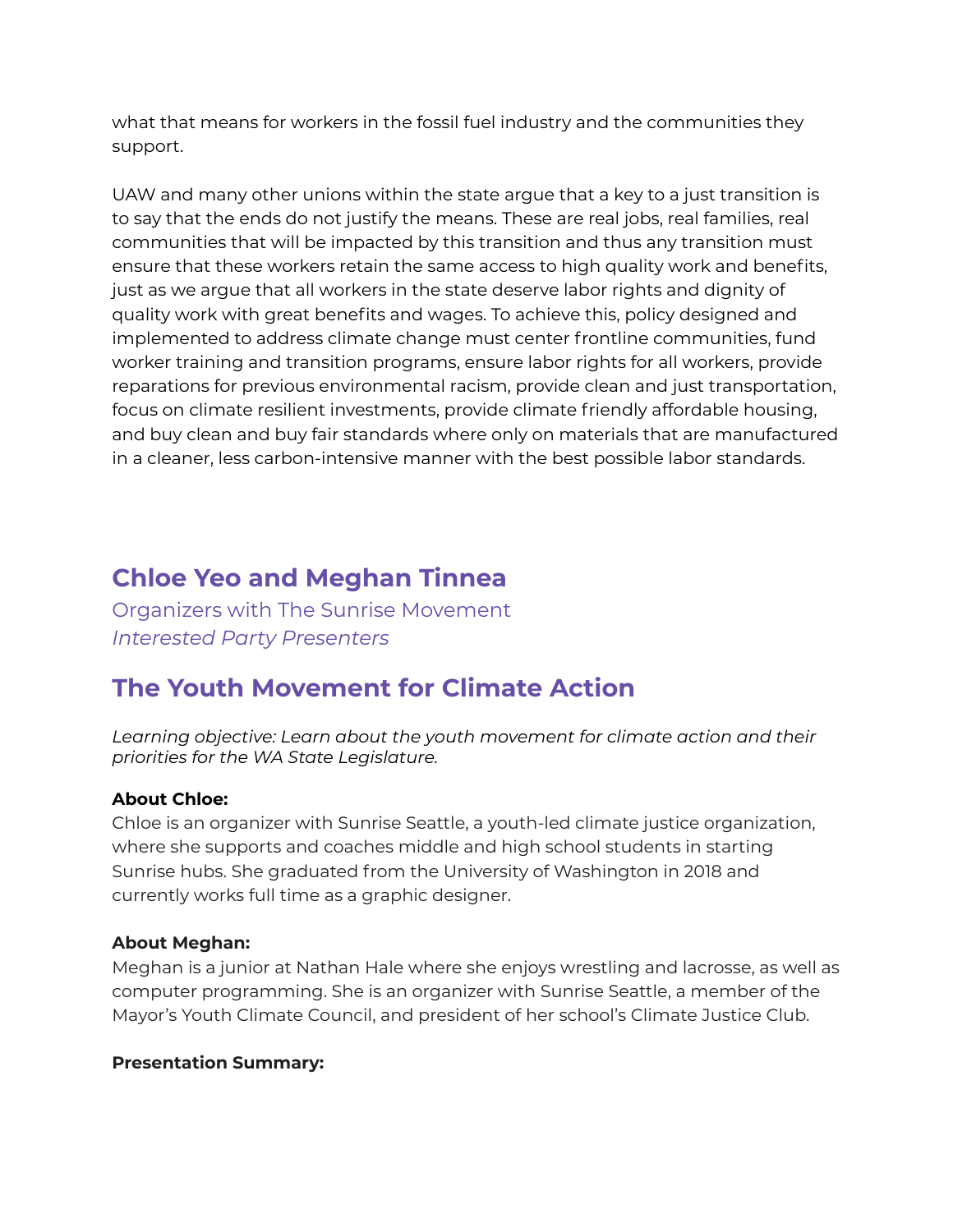what that means for workers in the fossil fuel industry and the communities they support.

UAW and many other unions within the state argue that a key to a just transition is to say that the ends do not justify the means. These are real jobs, real families, real communities that will be impacted by this transition and thus any transition must ensure that these workers retain the same access to high quality work and benefits, just as we argue that all workers in the state deserve labor rights and dignity of quality work with great benefits and wages. To achieve this, policy designed and implemented to address climate change must center frontline communities, fund worker training and transition programs, ensure labor rights for all workers, provide reparations for previous environmental racism, provide clean and just transportation, focus on climate resilient investments, provide climate friendly affordable housing, and buy clean and buy fair standards where only on materials that are manufactured in a cleaner, less carbon-intensive manner with the best possible labor standards.

## Chloe Yeo and Meghan Tinnea

Organizers with The Sunrise Movement
*Interested Party Presenters*

## The Youth Movement for Climate Action

*Learning objective: Learn about the youth movement for climate action and their priorities for the WA State Legislature.*

**About Chloe:**
Chloe is an organizer with Sunrise Seattle, a youth-led climate justice organization, where she supports and coaches middle and high school students in starting Sunrise hubs. She graduated from the University of Washington in 2018 and currently works full time as a graphic designer.

**About Meghan:**
Meghan is a junior at Nathan Hale where she enjoys wrestling and lacrosse, as well as computer programming. She is an organizer with Sunrise Seattle, a member of the Mayor's Youth Climate Council, and president of her school's Climate Justice Club.

**Presentation Summary:**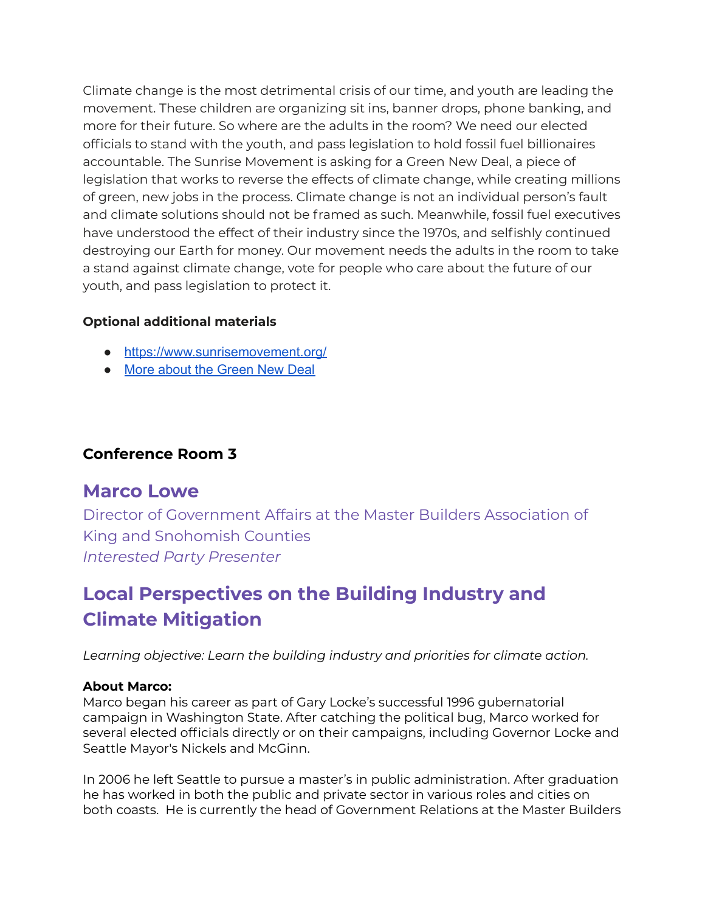Climate change is the most detrimental crisis of our time, and youth are leading the movement. These children are organizing sit ins, banner drops, phone banking, and more for their future. So where are the adults in the room? We need our elected officials to stand with the youth, and pass legislation to hold fossil fuel billionaires accountable. The Sunrise Movement is asking for a Green New Deal, a piece of legislation that works to reverse the effects of climate change, while creating millions of green, new jobs in the process. Climate change is not an individual person's fault and climate solutions should not be framed as such. Meanwhile, fossil fuel executives have understood the effect of their industry since the 1970s, and selfishly continued destroying our Earth for money. Our movement needs the adults in the room to take a stand against climate change, vote for people who care about the future of our youth, and pass legislation to protect it.

**Optional additional materials**

- https://www.sunrisemovement.org/
- More about the Green New Deal

### Conference Room 3

## Marco Lowe

Director of Government Affairs at the Master Builders Association of King and Snohomish Counties
*Interested Party Presenter*

## Local Perspectives on the Building Industry and Climate Mitigation

*Learning objective: Learn the building industry and priorities for climate action.*

**About Marco:**
Marco began his career as part of Gary Locke's successful 1996 gubernatorial campaign in Washington State. After catching the political bug, Marco worked for several elected officials directly or on their campaigns, including Governor Locke and Seattle Mayor's Nickels and McGinn.

In 2006 he left Seattle to pursue a master's in public administration. After graduation he has worked in both the public and private sector in various roles and cities on both coasts. He is currently the head of Government Relations at the Master Builders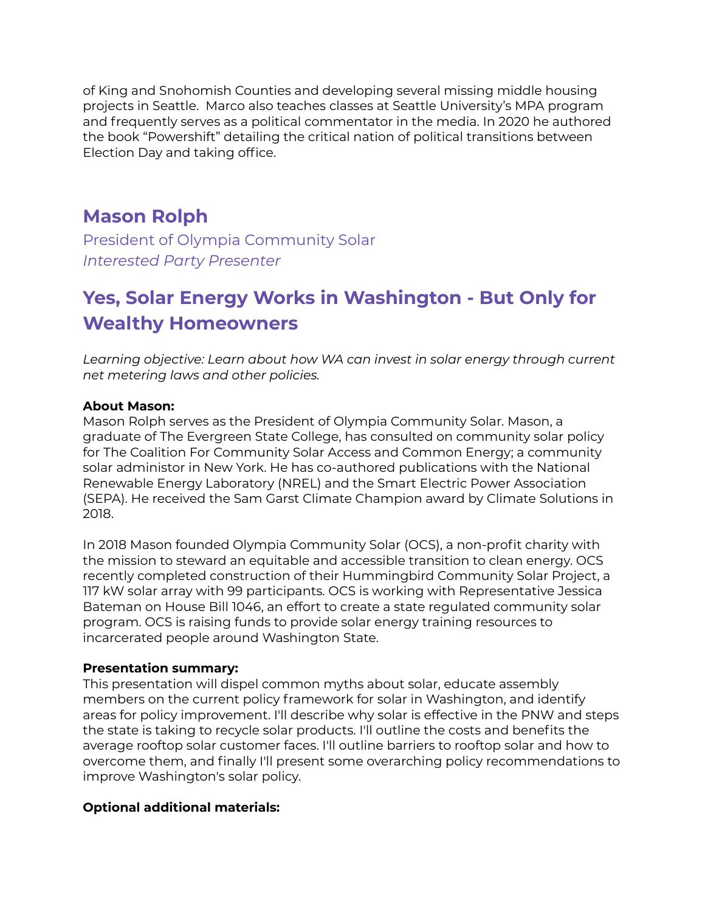of King and Snohomish Counties and developing several missing middle housing projects in Seattle. Marco also teaches classes at Seattle University's MPA program and frequently serves as a political commentator in the media. In 2020 he authored the book "Powershift" detailing the critical nation of political transitions between Election Day and taking office.

## Mason Rolph

President of Olympia Community Solar
*Interested Party Presenter*

## Yes, Solar Energy Works in Washington - But Only for Wealthy Homeowners

*Learning objective: Learn about how WA can invest in solar energy through current net metering laws and other policies.*

**About Mason:**
Mason Rolph serves as the President of Olympia Community Solar. Mason, a graduate of The Evergreen State College, has consulted on community solar policy for The Coalition For Community Solar Access and Common Energy; a community solar administor in New York. He has co-authored publications with the National Renewable Energy Laboratory (NREL) and the Smart Electric Power Association (SEPA). He received the Sam Garst Climate Champion award by Climate Solutions in 2018.

In 2018 Mason founded Olympia Community Solar (OCS), a non-profit charity with the mission to steward an equitable and accessible transition to clean energy. OCS recently completed construction of their Hummingbird Community Solar Project, a 117 kW solar array with 99 participants. OCS is working with Representative Jessica Bateman on House Bill 1046, an effort to create a state regulated community solar program. OCS is raising funds to provide solar energy training resources to incarcerated people around Washington State.

**Presentation summary:**
This presentation will dispel common myths about solar, educate assembly members on the current policy framework for solar in Washington, and identify areas for policy improvement. I'll describe why solar is effective in the PNW and steps the state is taking to recycle solar products. I'll outline the costs and benefits the average rooftop solar customer faces. I'll outline barriers to rooftop solar and how to overcome them, and finally I'll present some overarching policy recommendations to improve Washington's solar policy.

**Optional additional materials:**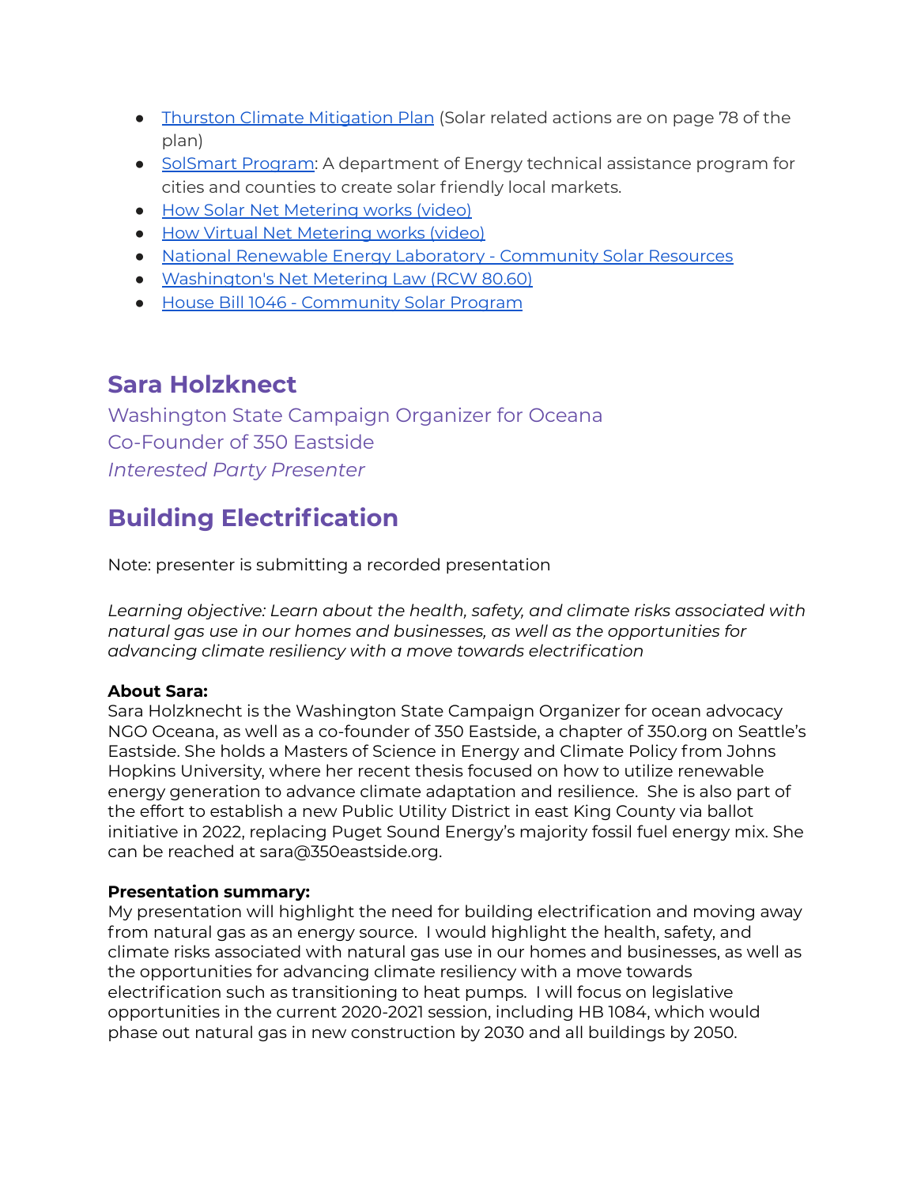- Thurston Climate Mitigation Plan (Solar related actions are on page 78 of the plan)
- SolSmart Program: A department of Energy technical assistance program for cities and counties to create solar friendly local markets.
- How Solar Net Metering works (video)
- How Virtual Net Metering works (video)
- National Renewable Energy Laboratory - Community Solar Resources
- Washington's Net Metering Law (RCW 80.60)
- House Bill 1046 - Community Solar Program

## Sara Holzknect

Washington State Campaign Organizer for Oceana
Co-Founder of 350 Eastside
*Interested Party Presenter*

## Building Electrification

Note: presenter is submitting a recorded presentation

*Learning objective: Learn about the health, safety, and climate risks associated with natural gas use in our homes and businesses, as well as the opportunities for advancing climate resiliency with a move towards electrification*

**About Sara:**
Sara Holzknecht is the Washington State Campaign Organizer for ocean advocacy NGO Oceana, as well as a co-founder of 350 Eastside, a chapter of 350.org on Seattle's Eastside. She holds a Masters of Science in Energy and Climate Policy from Johns Hopkins University, where her recent thesis focused on how to utilize renewable energy generation to advance climate adaptation and resilience. She is also part of the effort to establish a new Public Utility District in east King County via ballot initiative in 2022, replacing Puget Sound Energy's majority fossil fuel energy mix. She can be reached at sara@350eastside.org.

**Presentation summary:**
My presentation will highlight the need for building electrification and moving away from natural gas as an energy source. I would highlight the health, safety, and climate risks associated with natural gas use in our homes and businesses, as well as the opportunities for advancing climate resiliency with a move towards electrification such as transitioning to heat pumps. I will focus on legislative opportunities in the current 2020-2021 session, including HB 1084, which would phase out natural gas in new construction by 2030 and all buildings by 2050.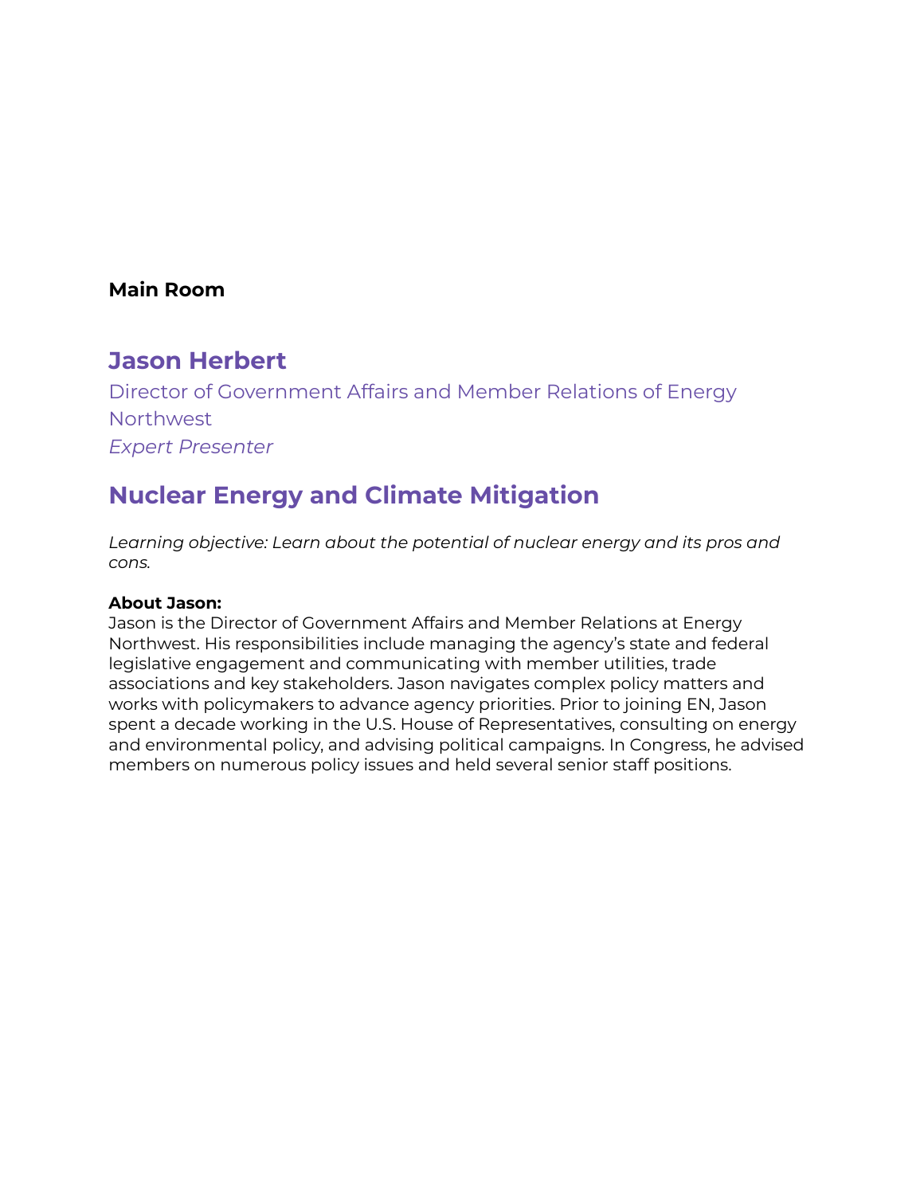**Main Room**

## Jason Herbert

Director of Government Affairs and Member Relations of Energy Northwest

*Expert Presenter*

## Nuclear Energy and Climate Mitigation

*Learning objective: Learn about the potential of nuclear energy and its pros and cons.*

**About Jason:**

Jason is the Director of Government Affairs and Member Relations at Energy Northwest. His responsibilities include managing the agency's state and federal legislative engagement and communicating with member utilities, trade associations and key stakeholders. Jason navigates complex policy matters and works with policymakers to advance agency priorities. Prior to joining EN, Jason spent a decade working in the U.S. House of Representatives, consulting on energy and environmental policy, and advising political campaigns. In Congress, he advised members on numerous policy issues and held several senior staff positions.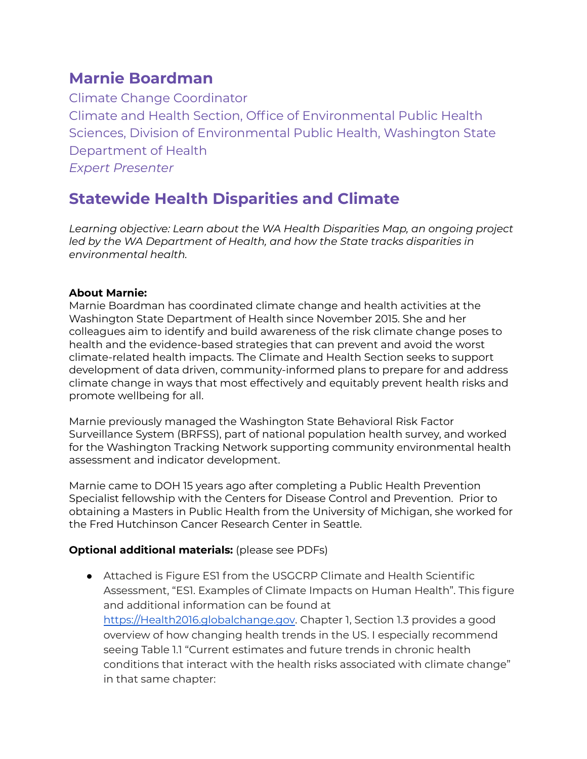## Marnie Boardman

Climate Change Coordinator
Climate and Health Section, Office of Environmental Public Health Sciences, Division of Environmental Public Health, Washington State Department of Health
*Expert Presenter*

## Statewide Health Disparities and Climate

*Learning objective: Learn about the WA Health Disparities Map, an ongoing project led by the WA Department of Health, and how the State tracks disparities in environmental health.*

**About Marnie:**
Marnie Boardman has coordinated climate change and health activities at the Washington State Department of Health since November 2015. She and her colleagues aim to identify and build awareness of the risk climate change poses to health and the evidence-based strategies that can prevent and avoid the worst climate-related health impacts. The Climate and Health Section seeks to support development of data driven, community-informed plans to prepare for and address climate change in ways that most effectively and equitably prevent health risks and promote wellbeing for all.

Marnie previously managed the Washington State Behavioral Risk Factor Surveillance System (BRFSS), part of national population health survey, and worked for the Washington Tracking Network supporting community environmental health assessment and indicator development.

Marnie came to DOH 15 years ago after completing a Public Health Prevention Specialist fellowship with the Centers for Disease Control and Prevention. Prior to obtaining a Masters in Public Health from the University of Michigan, she worked for the Fred Hutchinson Cancer Research Center in Seattle.

**Optional additional materials:** (please see PDFs)

- Attached is Figure ES1 from the USGCRP Climate and Health Scientific Assessment, "ES1. Examples of Climate Impacts on Human Health". This figure and additional information can be found at [https://Health2016.globalchange.gov](https://Health2016.globalchange.gov). Chapter 1, Section 1.3 provides a good overview of how changing health trends in the US. I especially recommend seeing Table 1.1 "Current estimates and future trends in chronic health conditions that interact with the health risks associated with climate change" in that same chapter: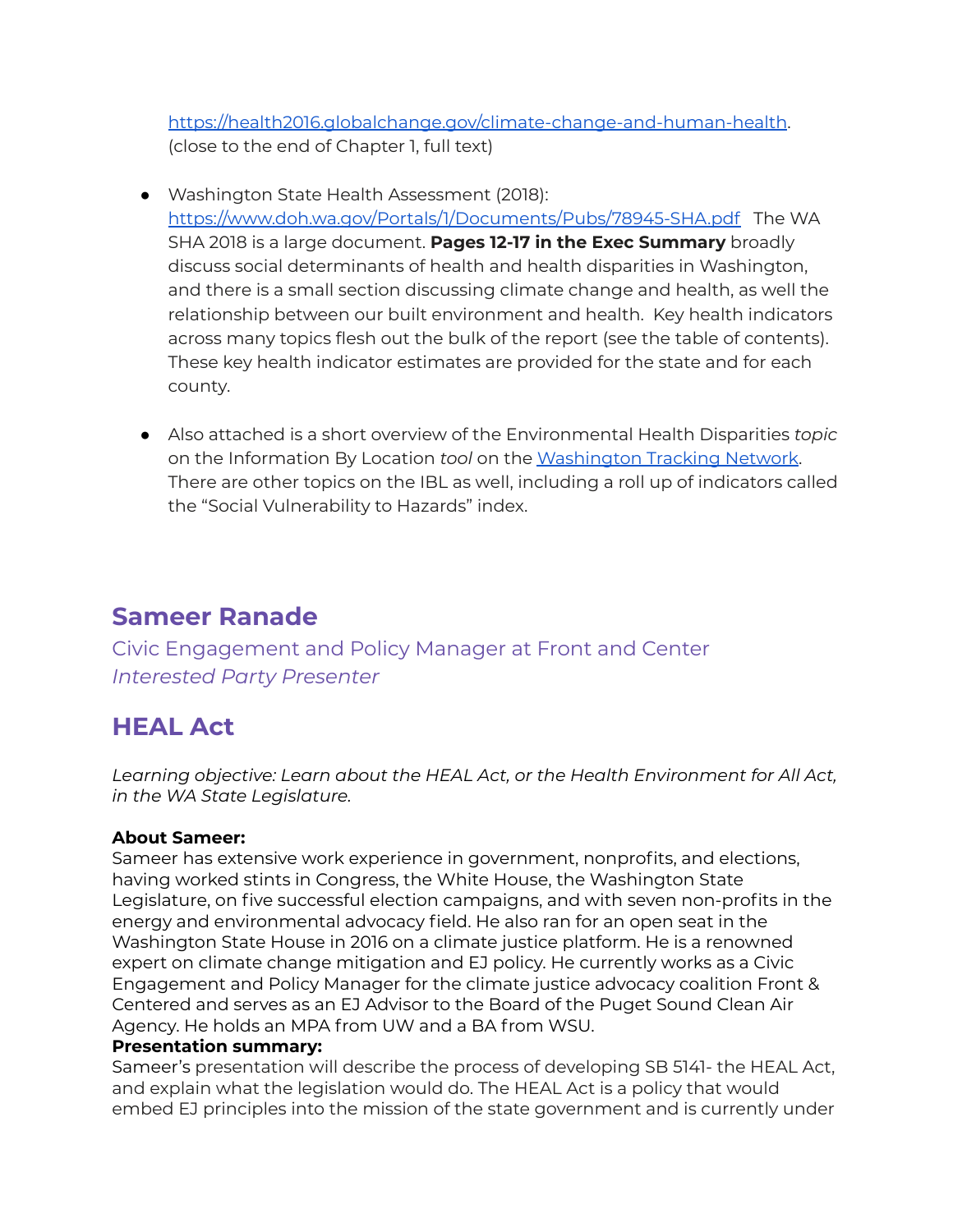https://health2016.globalchange.gov/climate-change-and-human-health. (close to the end of Chapter 1, full text)

- Washington State Health Assessment (2018): https://www.doh.wa.gov/Portals/1/Documents/Pubs/78945-SHA.pdf The WA SHA 2018 is a large document. **Pages 12-17 in the Exec Summary** broadly discuss social determinants of health and health disparities in Washington, and there is a small section discussing climate change and health, as well the relationship between our built environment and health. Key health indicators across many topics flesh out the bulk of the report (see the table of contents). These key health indicator estimates are provided for the state and for each county.

- Also attached is a short overview of the Environmental Health Disparities *topic* on the Information By Location *tool* on the Washington Tracking Network. There are other topics on the IBL as well, including a roll up of indicators called the "Social Vulnerability to Hazards" index.

## Sameer Ranade

Civic Engagement and Policy Manager at Front and Center

*Interested Party Presenter*

## HEAL Act

*Learning objective: Learn about the HEAL Act, or the Health Environment for All Act, in the WA State Legislature.*

**About Sameer:**
Sameer has extensive work experience in government, nonprofits, and elections, having worked stints in Congress, the White House, the Washington State Legislature, on five successful election campaigns, and with seven non-profits in the energy and environmental advocacy field. He also ran for an open seat in the Washington State House in 2016 on a climate justice platform. He is a renowned expert on climate change mitigation and EJ policy. He currently works as a Civic Engagement and Policy Manager for the climate justice advocacy coalition Front & Centered and serves as an EJ Advisor to the Board of the Puget Sound Clean Air Agency. He holds an MPA from UW and a BA from WSU.

**Presentation summary:**
Sameer's presentation will describe the process of developing SB 5141- the HEAL Act, and explain what the legislation would do. The HEAL Act is a policy that would embed EJ principles into the mission of the state government and is currently under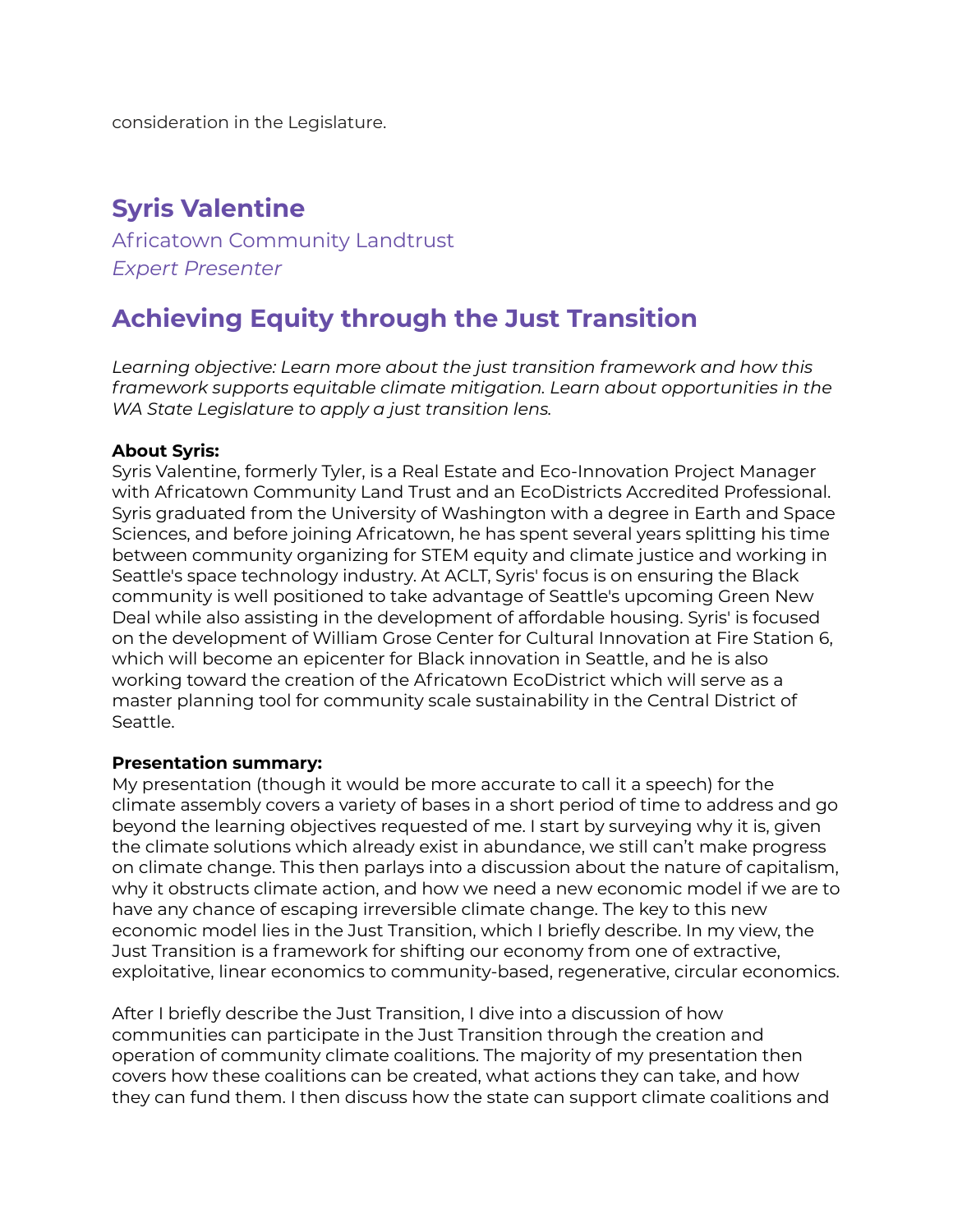consideration in the Legislature.

## Syris Valentine

Africatown Community Landtrust

*Expert Presenter*

## Achieving Equity through the Just Transition

*Learning objective: Learn more about the just transition framework and how this framework supports equitable climate mitigation. Learn about opportunities in the WA State Legislature to apply a just transition lens.*

**About Syris:**
Syris Valentine, formerly Tyler, is a Real Estate and Eco-Innovation Project Manager with Africatown Community Land Trust and an EcoDistricts Accredited Professional. Syris graduated from the University of Washington with a degree in Earth and Space Sciences, and before joining Africatown, he has spent several years splitting his time between community organizing for STEM equity and climate justice and working in Seattle's space technology industry. At ACLT, Syris' focus is on ensuring the Black community is well positioned to take advantage of Seattle's upcoming Green New Deal while also assisting in the development of affordable housing. Syris' is focused on the development of William Grose Center for Cultural Innovation at Fire Station 6, which will become an epicenter for Black innovation in Seattle, and he is also working toward the creation of the Africatown EcoDistrict which will serve as a master planning tool for community scale sustainability in the Central District of Seattle.

**Presentation summary:**
My presentation (though it would be more accurate to call it a speech) for the climate assembly covers a variety of bases in a short period of time to address and go beyond the learning objectives requested of me. I start by surveying why it is, given the climate solutions which already exist in abundance, we still can't make progress on climate change. This then parlays into a discussion about the nature of capitalism, why it obstructs climate action, and how we need a new economic model if we are to have any chance of escaping irreversible climate change. The key to this new economic model lies in the Just Transition, which I briefly describe. In my view, the Just Transition is a framework for shifting our economy from one of extractive, exploitative, linear economics to community-based, regenerative, circular economics.

After I briefly describe the Just Transition, I dive into a discussion of how communities can participate in the Just Transition through the creation and operation of community climate coalitions. The majority of my presentation then covers how these coalitions can be created, what actions they can take, and how they can fund them. I then discuss how the state can support climate coalitions and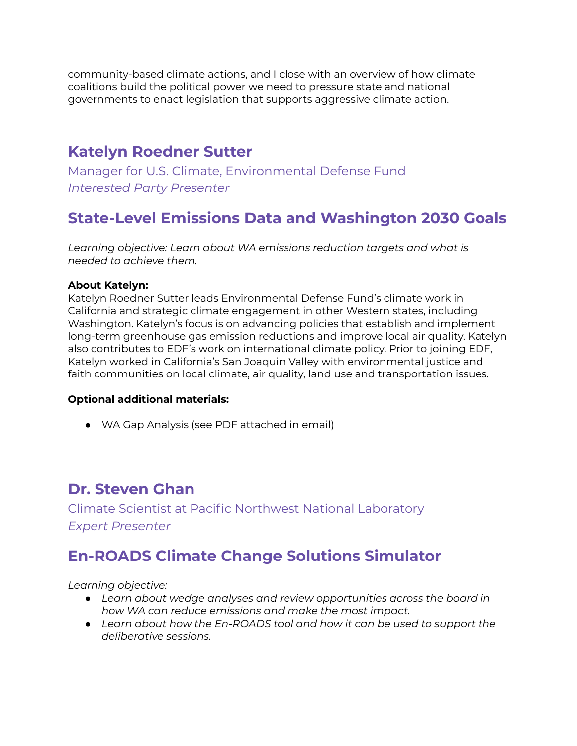community-based climate actions, and I close with an overview of how climate coalitions build the political power we need to pressure state and national governments to enact legislation that supports aggressive climate action.

## Katelyn Roedner Sutter

Manager for U.S. Climate, Environmental Defense Fund

*Interested Party Presenter*

## State-Level Emissions Data and Washington 2030 Goals

*Learning objective: Learn about WA emissions reduction targets and what is needed to achieve them.*

**About Katelyn:**

Katelyn Roedner Sutter leads Environmental Defense Fund's climate work in California and strategic climate engagement in other Western states, including Washington. Katelyn's focus is on advancing policies that establish and implement long-term greenhouse gas emission reductions and improve local air quality. Katelyn also contributes to EDF's work on international climate policy. Prior to joining EDF, Katelyn worked in California's San Joaquin Valley with environmental justice and faith communities on local climate, air quality, land use and transportation issues.

**Optional additional materials:**

- WA Gap Analysis (see PDF attached in email)

## Dr. Steven Ghan

Climate Scientist at Pacific Northwest National Laboratory

*Expert Presenter*

## En-ROADS Climate Change Solutions Simulator

*Learning objective:*

- *Learn about wedge analyses and review opportunities across the board in how WA can reduce emissions and make the most impact.*
- *Learn about how the En-ROADS tool and how it can be used to support the deliberative sessions.*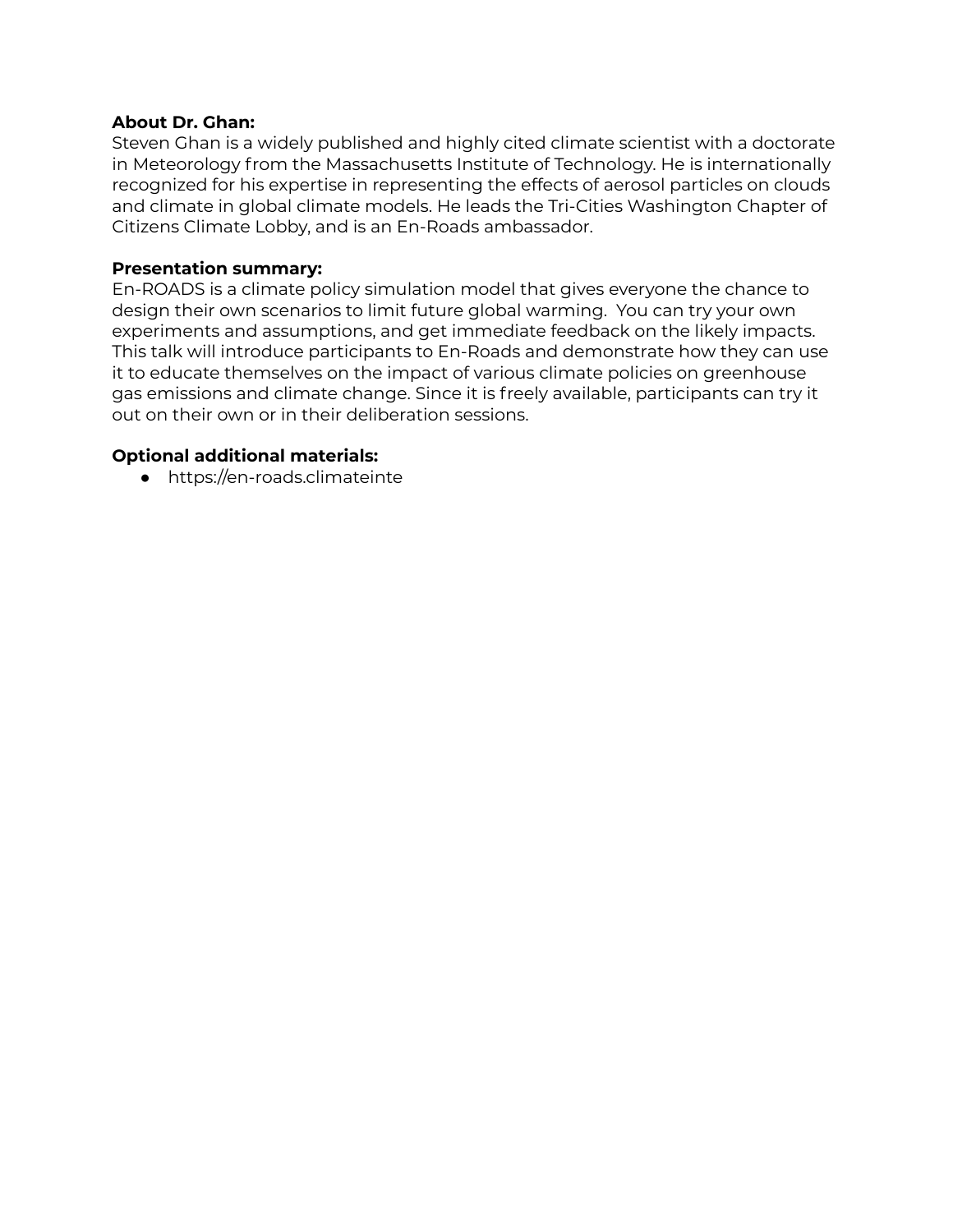**About Dr. Ghan:**
Steven Ghan is a widely published and highly cited climate scientist with a doctorate in Meteorology from the Massachusetts Institute of Technology. He is internationally recognized for his expertise in representing the effects of aerosol particles on clouds and climate in global climate models. He leads the Tri-Cities Washington Chapter of Citizens Climate Lobby, and is an En-Roads ambassador.

**Presentation summary:**
En-ROADS is a climate policy simulation model that gives everyone the chance to design their own scenarios to limit future global warming.  You can try your own experiments and assumptions, and get immediate feedback on the likely impacts. This talk will introduce participants to En-Roads and demonstrate how they can use it to educate themselves on the impact of various climate policies on greenhouse gas emissions and climate change. Since it is freely available, participants can try it out on their own or in their deliberation sessions.

**Optional additional materials:**

- https://en-roads.climateinte